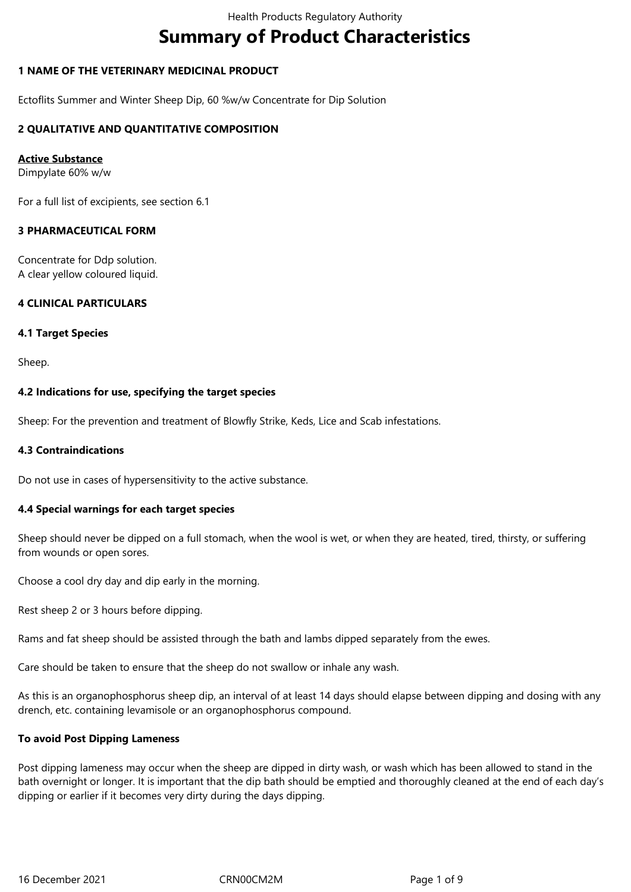# Summary of Product Characteristics

## 1 NAME OF THE VETERINARY MEDICINAL PRODUCT

Ectoflits Summer and Winter Sheep Dip, 60 %w/w Concentrate for Dip Solution

## 2 QUALITATIVE AND QUANTITATIVE COMPOSITION

**Active Substance**
Dimpylate 60% w/w

For a full list of excipients, see section 6.1

## 3 PHARMACEUTICAL FORM

Concentrate for Ddp solution.
A clear yellow coloured liquid.

## 4 CLINICAL PARTICULARS

### 4.1 Target Species

Sheep.

### 4.2 Indications for use, specifying the target species

Sheep: For the prevention and treatment of Blowfly Strike, Keds, Lice and Scab infestations.

### 4.3 Contraindications

Do not use in cases of hypersensitivity to the active substance.

### 4.4 Special warnings for each target species

Sheep should never be dipped on a full stomach, when the wool is wet, or when they are heated, tired, thirsty, or suffering from wounds or open sores.

Choose a cool dry day and dip early in the morning.

Rest sheep 2 or 3 hours before dipping.

Rams and fat sheep should be assisted through the bath and lambs dipped separately from the ewes.

Care should be taken to ensure that the sheep do not swallow or inhale any wash.

As this is an organophosphorus sheep dip, an interval of at least 14 days should elapse between dipping and dosing with any drench, etc. containing levamisole or an organophosphorus compound.

**To avoid Post Dipping Lameness**

Post dipping lameness may occur when the sheep are dipped in dirty wash, or wash which has been allowed to stand in the bath overnight or longer. It is important that the dip bath should be emptied and thoroughly cleaned at the end of each day's dipping or earlier if it becomes very dirty during the days dipping.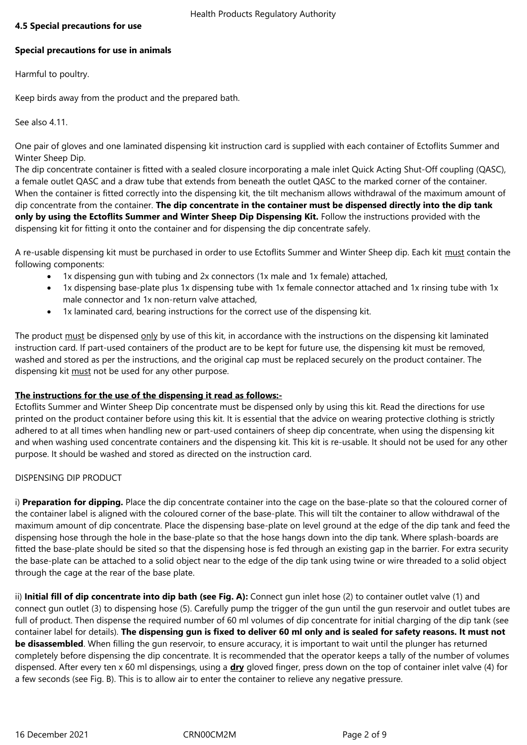**4.5 Special precautions for use**

**Special precautions for use in animals**

Harmful to poultry.

Keep birds away from the product and the prepared bath.

See also 4.11.

One pair of gloves and one laminated dispensing kit instruction card is supplied with each container of Ectoflits Summer and Winter Sheep Dip.
The dip concentrate container is fitted with a sealed closure incorporating a male inlet Quick Acting Shut-Off coupling (QASC), a female outlet QASC and a draw tube that extends from beneath the outlet QASC to the marked corner of the container. When the container is fitted correctly into the dispensing kit, the tilt mechanism allows withdrawal of the maximum amount of dip concentrate from the container. **The dip concentrate in the container must be dispensed directly into the dip tank only by using the Ectoflits Summer and Winter Sheep Dip Dispensing Kit.** Follow the instructions provided with the dispensing kit for fitting it onto the container and for dispensing the dip concentrate safely.

A re-usable dispensing kit must be purchased in order to use Ectoflits Summer and Winter Sheep dip. Each kit <u>must</u> contain the following components:

- 1x dispensing gun with tubing and 2x connectors (1x male and 1x female) attached,
- 1x dispensing base-plate plus 1x dispensing tube with 1x female connector attached and 1x rinsing tube with 1x male connector and 1x non-return valve attached,
- 1x laminated card, bearing instructions for the correct use of the dispensing kit.

The product <u>must</u> be dispensed <u>only</u> by use of this kit, in accordance with the instructions on the dispensing kit laminated instruction card. If part-used containers of the product are to be kept for future use, the dispensing kit must be removed, washed and stored as per the instructions, and the original cap must be replaced securely on the product container. The dispensing kit <u>must</u> not be used for any other purpose.

**<u>The instructions for the use of the dispensing it read as follows:-</u>**
Ectoflits Summer and Winter Sheep Dip concentrate must be dispensed only by using this kit. Read the directions for use printed on the product container before using this kit. It is essential that the advice on wearing protective clothing is strictly adhered to at all times when handling new or part-used containers of sheep dip concentrate, when using the dispensing kit and when washing used concentrate containers and the dispensing kit. This kit is re-usable. It should not be used for any other purpose. It should be washed and stored as directed on the instruction card.

DISPENSING DIP PRODUCT

i) **Preparation for dipping.** Place the dip concentrate container into the cage on the base-plate so that the coloured corner of the container label is aligned with the coloured corner of the base-plate. This will tilt the container to allow withdrawal of the maximum amount of dip concentrate. Place the dispensing base-plate on level ground at the edge of the dip tank and feed the dispensing hose through the hole in the base-plate so that the hose hangs down into the dip tank. Where splash-boards are fitted the base-plate should be sited so that the dispensing hose is fed through an existing gap in the barrier. For extra security the base-plate can be attached to a solid object near to the edge of the dip tank using twine or wire threaded to a solid object through the cage at the rear of the base plate.

ii) **Initial fill of dip concentrate into dip bath (see Fig. A):** Connect gun inlet hose (2) to container outlet valve (1) and connect gun outlet (3) to dispensing hose (5). Carefully pump the trigger of the gun until the gun reservoir and outlet tubes are full of product. Then dispense the required number of 60 ml volumes of dip concentrate for initial charging of the dip tank (see container label for details). **The dispensing gun is fixed to deliver 60 ml only and is sealed for safety reasons. It must not be disassembled**. When filling the gun reservoir, to ensure accuracy, it is important to wait until the plunger has returned completely before dispensing the dip concentrate. It is recommended that the operator keeps a tally of the number of volumes dispensed. After every ten x 60 ml dispensings, using a **<u>dry</u>** gloved finger, press down on the top of container inlet valve (4) for a few seconds (see Fig. B). This is to allow air to enter the container to relieve any negative pressure.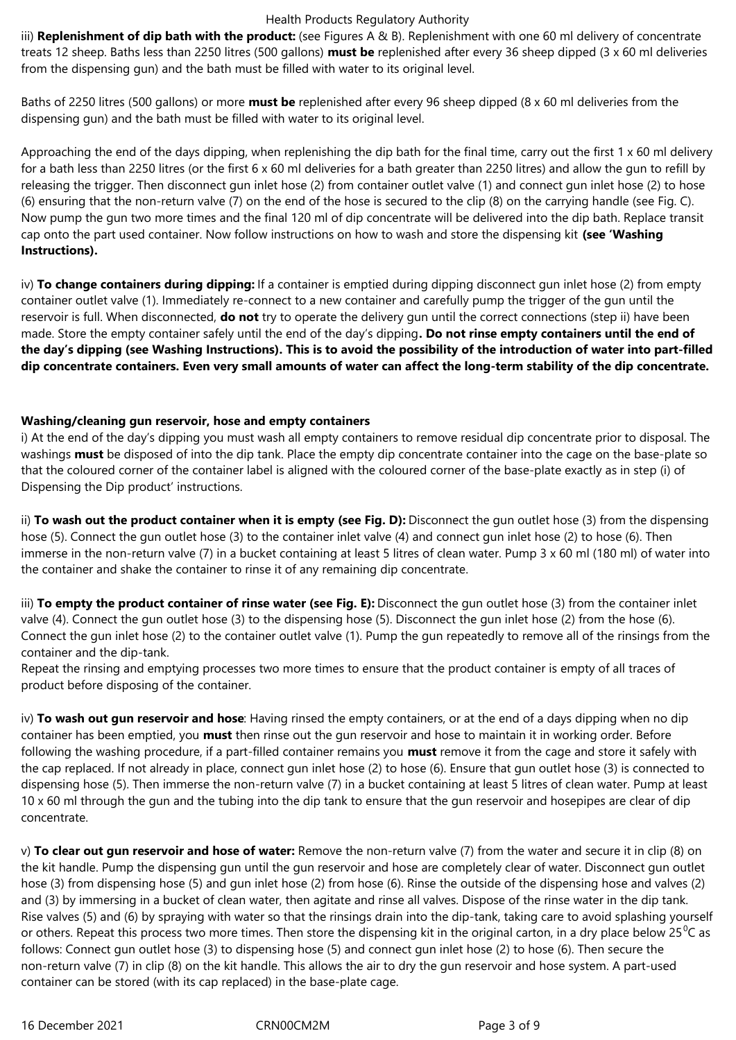iii) **Replenishment of dip bath with the product:** (see Figures A & B). Replenishment with one 60 ml delivery of concentrate treats 12 sheep. Baths less than 2250 litres (500 gallons) **must be** replenished after every 36 sheep dipped (3 x 60 ml deliveries from the dispensing gun) and the bath must be filled with water to its original level.

Baths of 2250 litres (500 gallons) or more **must be** replenished after every 96 sheep dipped (8 x 60 ml deliveries from the dispensing gun) and the bath must be filled with water to its original level.

Approaching the end of the days dipping, when replenishing the dip bath for the final time, carry out the first 1 x 60 ml delivery for a bath less than 2250 litres (or the first 6 x 60 ml deliveries for a bath greater than 2250 litres) and allow the gun to refill by releasing the trigger. Then disconnect gun inlet hose (2) from container outlet valve (1) and connect gun inlet hose (2) to hose (6) ensuring that the non-return valve (7) on the end of the hose is secured to the clip (8) on the carrying handle (see Fig. C). Now pump the gun two more times and the final 120 ml of dip concentrate will be delivered into the dip bath. Replace transit cap onto the part used container. Now follow instructions on how to wash and store the dispensing kit **(see 'Washing Instructions).**

iv) **To change containers during dipping:** If a container is emptied during dipping disconnect gun inlet hose (2) from empty container outlet valve (1). Immediately re-connect to a new container and carefully pump the trigger of the gun until the reservoir is full. When disconnected, **do not** try to operate the delivery gun until the correct connections (step ii) have been made. Store the empty container safely until the end of the day's dipping**. Do not rinse empty containers until the end of the day's dipping (see Washing Instructions). This is to avoid the possibility of the introduction of water into part-filled dip concentrate containers. Even very small amounts of water can affect the long-term stability of the dip concentrate.**

**Washing/cleaning gun reservoir, hose and empty containers**

i) At the end of the day's dipping you must wash all empty containers to remove residual dip concentrate prior to disposal. The washings **must** be disposed of into the dip tank. Place the empty dip concentrate container into the cage on the base-plate so that the coloured corner of the container label is aligned with the coloured corner of the base-plate exactly as in step (i) of Dispensing the Dip product' instructions.

ii) **To wash out the product container when it is empty (see Fig. D):** Disconnect the gun outlet hose (3) from the dispensing hose (5). Connect the gun outlet hose (3) to the container inlet valve (4) and connect gun inlet hose (2) to hose (6). Then immerse in the non-return valve (7) in a bucket containing at least 5 litres of clean water. Pump 3 x 60 ml (180 ml) of water into the container and shake the container to rinse it of any remaining dip concentrate.

iii) **To empty the product container of rinse water (see Fig. E):** Disconnect the gun outlet hose (3) from the container inlet valve (4). Connect the gun outlet hose (3) to the dispensing hose (5). Disconnect the gun inlet hose (2) from the hose (6). Connect the gun inlet hose (2) to the container outlet valve (1). Pump the gun repeatedly to remove all of the rinsings from the container and the dip-tank.
Repeat the rinsing and emptying processes two more times to ensure that the product container is empty of all traces of product before disposing of the container.

iv) **To wash out gun reservoir and hose**: Having rinsed the empty containers, or at the end of a days dipping when no dip container has been emptied, you **must** then rinse out the gun reservoir and hose to maintain it in working order. Before following the washing procedure, if a part-filled container remains you **must** remove it from the cage and store it safely with the cap replaced. If not already in place, connect gun inlet hose (2) to hose (6). Ensure that gun outlet hose (3) is connected to dispensing hose (5). Then immerse the non-return valve (7) in a bucket containing at least 5 litres of clean water. Pump at least 10 x 60 ml through the gun and the tubing into the dip tank to ensure that the gun reservoir and hosepipes are clear of dip concentrate.

v) **To clear out gun reservoir and hose of water:** Remove the non-return valve (7) from the water and secure it in clip (8) on the kit handle. Pump the dispensing gun until the gun reservoir and hose are completely clear of water. Disconnect gun outlet hose (3) from dispensing hose (5) and gun inlet hose (2) from hose (6). Rinse the outside of the dispensing hose and valves (2) and (3) by immersing in a bucket of clean water, then agitate and rinse all valves. Dispose of the rinse water in the dip tank. Rise valves (5) and (6) by spraying with water so that the rinsings drain into the dip-tank, taking care to avoid splashing yourself or others. Repeat this process two more times. Then store the dispensing kit in the original carton, in a dry place below 25$^{0}$C as follows: Connect gun outlet hose (3) to dispensing hose (5) and connect gun inlet hose (2) to hose (6). Then secure the non-return valve (7) in clip (8) on the kit handle. This allows the air to dry the gun reservoir and hose system. A part-used container can be stored (with its cap replaced) in the base-plate cage.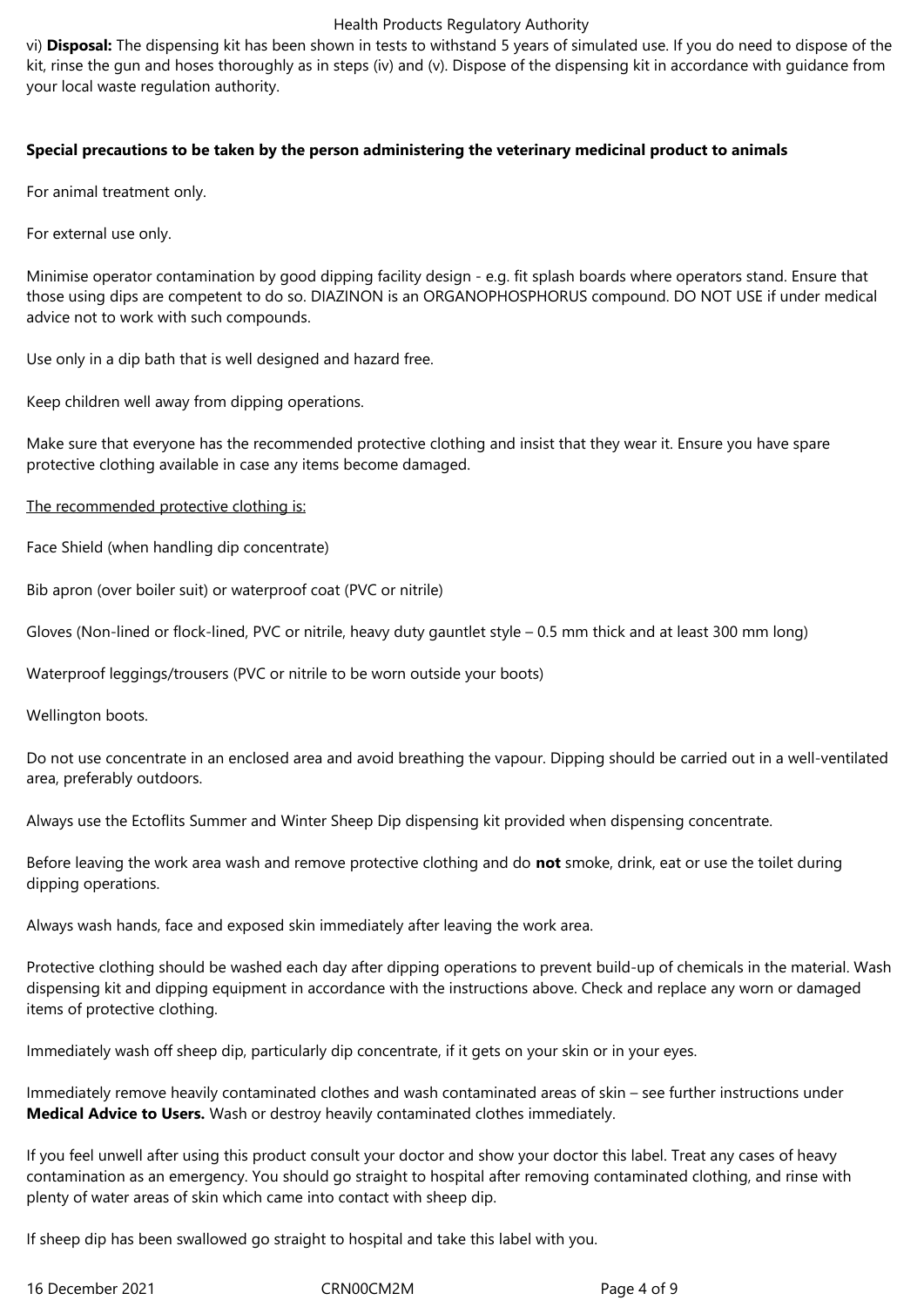vi) **Disposal:** The dispensing kit has been shown in tests to withstand 5 years of simulated use. If you do need to dispose of the kit, rinse the gun and hoses thoroughly as in steps (iv) and (v). Dispose of the dispensing kit in accordance with guidance from your local waste regulation authority.

**Special precautions to be taken by the person administering the veterinary medicinal product to animals**

For animal treatment only.

For external use only.

Minimise operator contamination by good dipping facility design - e.g. fit splash boards where operators stand. Ensure that those using dips are competent to do so. DIAZINON is an ORGANOPHOSPHORUS compound. DO NOT USE if under medical advice not to work with such compounds.

Use only in a dip bath that is well designed and hazard free.

Keep children well away from dipping operations.

Make sure that everyone has the recommended protective clothing and insist that they wear it. Ensure you have spare protective clothing available in case any items become damaged.

<u>The recommended protective clothing is:</u>

Face Shield (when handling dip concentrate)

Bib apron (over boiler suit) or waterproof coat (PVC or nitrile)

Gloves (Non-lined or flock-lined, PVC or nitrile, heavy duty gauntlet style – 0.5 mm thick and at least 300 mm long)

Waterproof leggings/trousers (PVC or nitrile to be worn outside your boots)

Wellington boots.

Do not use concentrate in an enclosed area and avoid breathing the vapour. Dipping should be carried out in a well-ventilated area, preferably outdoors.

Always use the Ectoflits Summer and Winter Sheep Dip dispensing kit provided when dispensing concentrate.

Before leaving the work area wash and remove protective clothing and do **not** smoke, drink, eat or use the toilet during dipping operations.

Always wash hands, face and exposed skin immediately after leaving the work area.

Protective clothing should be washed each day after dipping operations to prevent build-up of chemicals in the material. Wash dispensing kit and dipping equipment in accordance with the instructions above. Check and replace any worn or damaged items of protective clothing.

Immediately wash off sheep dip, particularly dip concentrate, if it gets on your skin or in your eyes.

Immediately remove heavily contaminated clothes and wash contaminated areas of skin – see further instructions under **Medical Advice to Users.** Wash or destroy heavily contaminated clothes immediately.

If you feel unwell after using this product consult your doctor and show your doctor this label. Treat any cases of heavy contamination as an emergency. You should go straight to hospital after removing contaminated clothing, and rinse with plenty of water areas of skin which came into contact with sheep dip.

If sheep dip has been swallowed go straight to hospital and take this label with you.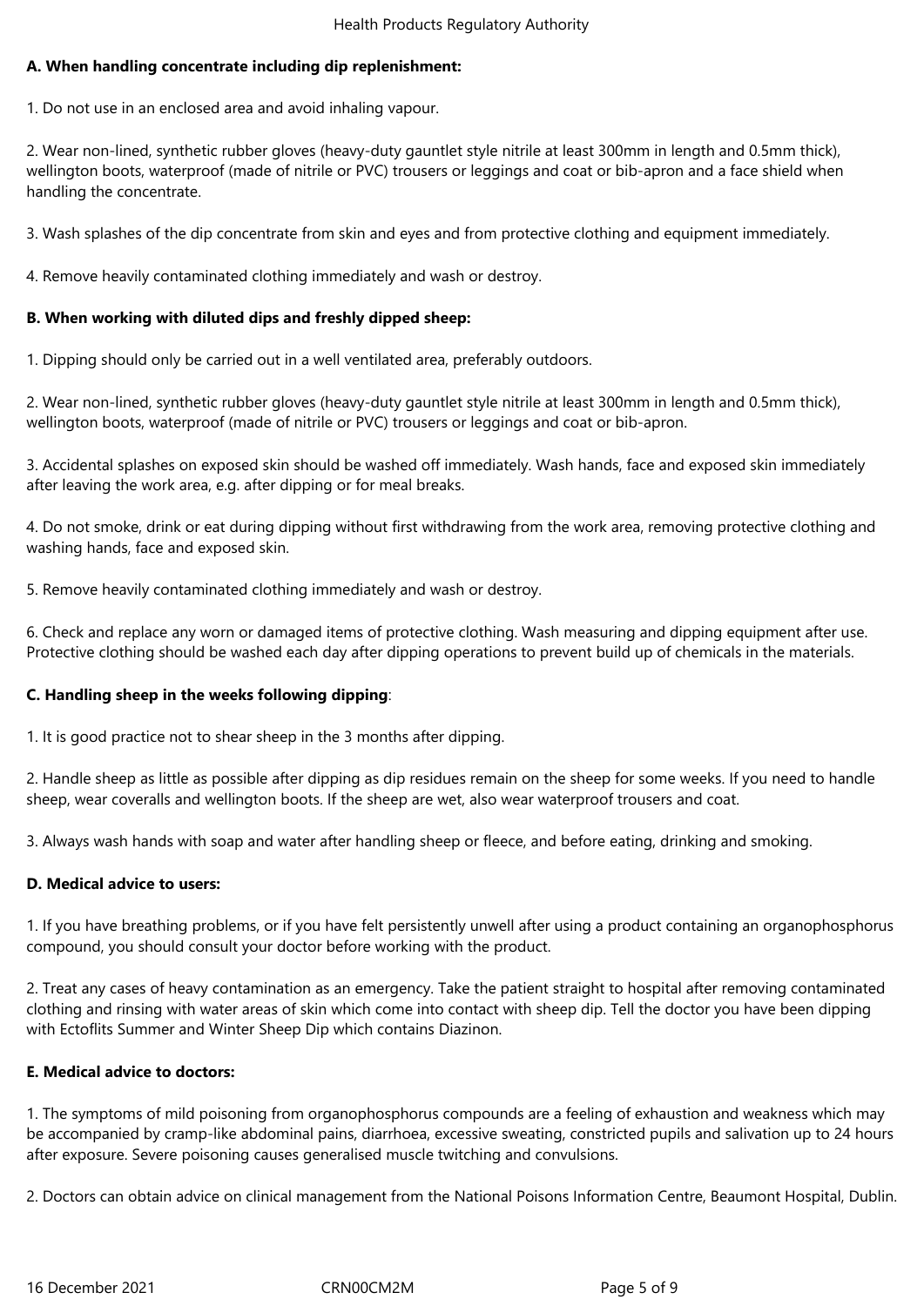**A. When handling concentrate including dip replenishment:**

1. Do not use in an enclosed area and avoid inhaling vapour.

2. Wear non-lined, synthetic rubber gloves (heavy-duty gauntlet style nitrile at least 300mm in length and 0.5mm thick), wellington boots, waterproof (made of nitrile or PVC) trousers or leggings and coat or bib-apron and a face shield when handling the concentrate.

3. Wash splashes of the dip concentrate from skin and eyes and from protective clothing and equipment immediately.

4. Remove heavily contaminated clothing immediately and wash or destroy.

**B. When working with diluted dips and freshly dipped sheep:**

1. Dipping should only be carried out in a well ventilated area, preferably outdoors.

2. Wear non-lined, synthetic rubber gloves (heavy-duty gauntlet style nitrile at least 300mm in length and 0.5mm thick), wellington boots, waterproof (made of nitrile or PVC) trousers or leggings and coat or bib-apron.

3. Accidental splashes on exposed skin should be washed off immediately. Wash hands, face and exposed skin immediately after leaving the work area, e.g. after dipping or for meal breaks.

4. Do not smoke, drink or eat during dipping without first withdrawing from the work area, removing protective clothing and washing hands, face and exposed skin.

5. Remove heavily contaminated clothing immediately and wash or destroy.

6. Check and replace any worn or damaged items of protective clothing. Wash measuring and dipping equipment after use. Protective clothing should be washed each day after dipping operations to prevent build up of chemicals in the materials.

**C. Handling sheep in the weeks following dipping**:

1. It is good practice not to shear sheep in the 3 months after dipping.

2. Handle sheep as little as possible after dipping as dip residues remain on the sheep for some weeks. If you need to handle sheep, wear coveralls and wellington boots. If the sheep are wet, also wear waterproof trousers and coat.

3. Always wash hands with soap and water after handling sheep or fleece, and before eating, drinking and smoking.

**D. Medical advice to users:**

1. If you have breathing problems, or if you have felt persistently unwell after using a product containing an organophosphorus compound, you should consult your doctor before working with the product.

2. Treat any cases of heavy contamination as an emergency. Take the patient straight to hospital after removing contaminated clothing and rinsing with water areas of skin which come into contact with sheep dip. Tell the doctor you have been dipping with Ectoflits Summer and Winter Sheep Dip which contains Diazinon.

**E. Medical advice to doctors:**

1. The symptoms of mild poisoning from organophosphorus compounds are a feeling of exhaustion and weakness which may be accompanied by cramp-like abdominal pains, diarrhoea, excessive sweating, constricted pupils and salivation up to 24 hours after exposure. Severe poisoning causes generalised muscle twitching and convulsions.

2. Doctors can obtain advice on clinical management from the National Poisons Information Centre, Beaumont Hospital, Dublin.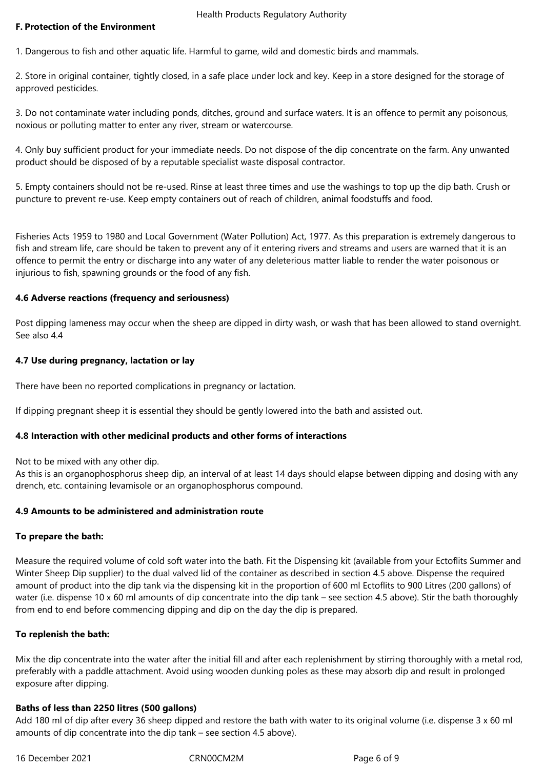**F. Protection of the Environment**

1. Dangerous to fish and other aquatic life. Harmful to game, wild and domestic birds and mammals.

2. Store in original container, tightly closed, in a safe place under lock and key. Keep in a store designed for the storage of approved pesticides.

3. Do not contaminate water including ponds, ditches, ground and surface waters. It is an offence to permit any poisonous, noxious or polluting matter to enter any river, stream or watercourse.

4. Only buy sufficient product for your immediate needs. Do not dispose of the dip concentrate on the farm. Any unwanted product should be disposed of by a reputable specialist waste disposal contractor.

5. Empty containers should not be re-used. Rinse at least three times and use the washings to top up the dip bath. Crush or puncture to prevent re-use. Keep empty containers out of reach of children, animal foodstuffs and food.

Fisheries Acts 1959 to 1980 and Local Government (Water Pollution) Act, 1977. As this preparation is extremely dangerous to fish and stream life, care should be taken to prevent any of it entering rivers and streams and users are warned that it is an offence to permit the entry or discharge into any water of any deleterious matter liable to render the water poisonous or injurious to fish, spawning grounds or the food of any fish.

### 4.6 Adverse reactions (frequency and seriousness)

Post dipping lameness may occur when the sheep are dipped in dirty wash, or wash that has been allowed to stand overnight. See also 4.4

### 4.7 Use during pregnancy, lactation or lay

There have been no reported complications in pregnancy or lactation.

If dipping pregnant sheep it is essential they should be gently lowered into the bath and assisted out.

### 4.8 Interaction with other medicinal products and other forms of interactions

Not to be mixed with any other dip.
As this is an organophosphorus sheep dip, an interval of at least 14 days should elapse between dipping and dosing with any drench, etc. containing levamisole or an organophosphorus compound.

### 4.9 Amounts to be administered and administration route

**To prepare the bath:**

Measure the required volume of cold soft water into the bath. Fit the Dispensing kit (available from your Ectoflits Summer and Winter Sheep Dip supplier) to the dual valved lid of the container as described in section 4.5 above. Dispense the required amount of product into the dip tank via the dispensing kit in the proportion of 600 ml Ectoflits to 900 Litres (200 gallons) of water (i.e. dispense 10 x 60 ml amounts of dip concentrate into the dip tank – see section 4.5 above). Stir the bath thoroughly from end to end before commencing dipping and dip on the day the dip is prepared.

**To replenish the bath:**

Mix the dip concentrate into the water after the initial fill and after each replenishment by stirring thoroughly with a metal rod, preferably with a paddle attachment. Avoid using wooden dunking poles as these may absorb dip and result in prolonged exposure after dipping.

**Baths of less than 2250 litres (500 gallons)**
Add 180 ml of dip after every 36 sheep dipped and restore the bath with water to its original volume (i.e. dispense 3 x 60 ml amounts of dip concentrate into the dip tank – see section 4.5 above).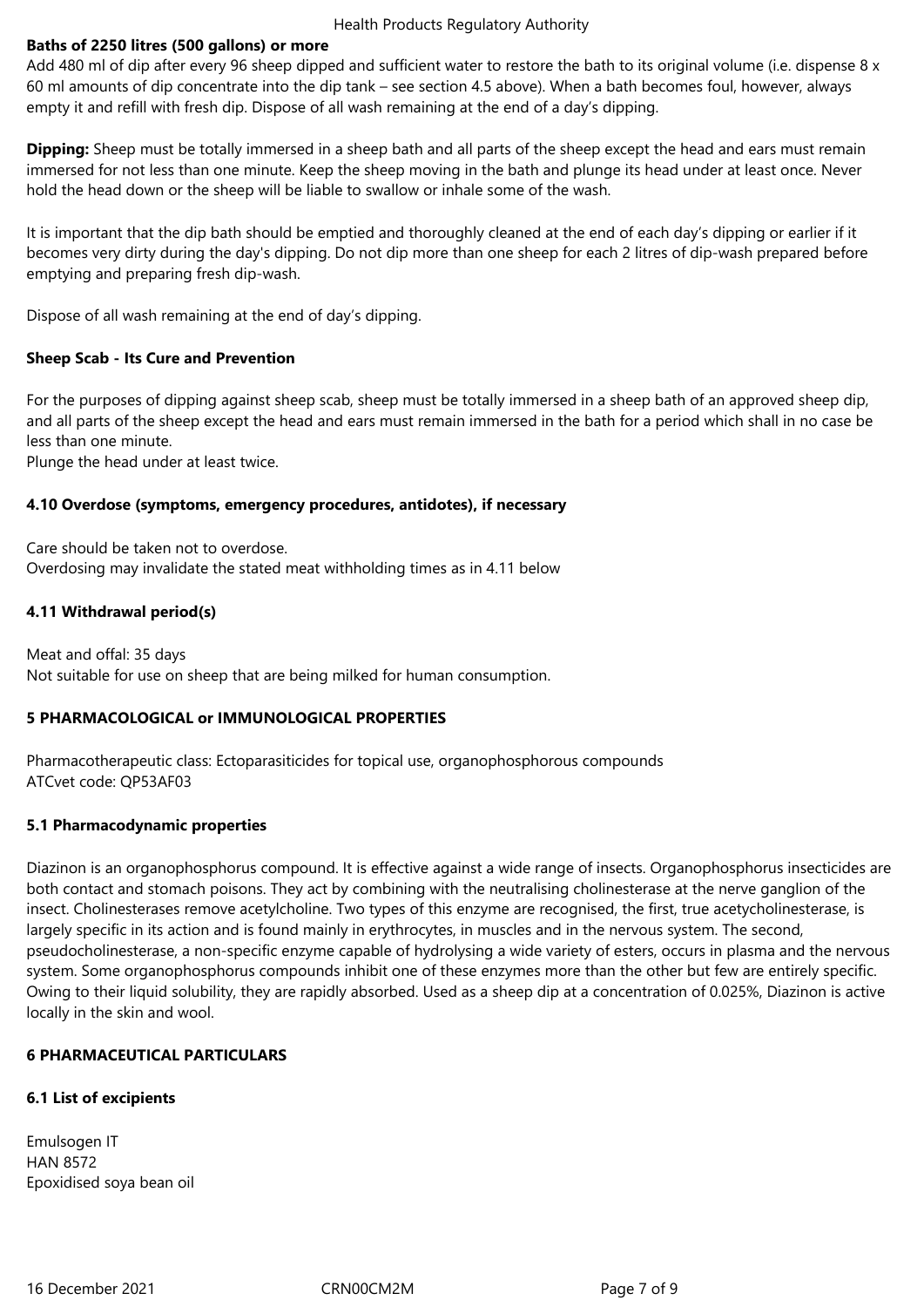**Baths of 2250 litres (500 gallons) or more**

Add 480 ml of dip after every 96 sheep dipped and sufficient water to restore the bath to its original volume (i.e. dispense 8 x 60 ml amounts of dip concentrate into the dip tank – see section 4.5 above). When a bath becomes foul, however, always empty it and refill with fresh dip. Dispose of all wash remaining at the end of a day's dipping.

**Dipping:** Sheep must be totally immersed in a sheep bath and all parts of the sheep except the head and ears must remain immersed for not less than one minute. Keep the sheep moving in the bath and plunge its head under at least once. Never hold the head down or the sheep will be liable to swallow or inhale some of the wash.

It is important that the dip bath should be emptied and thoroughly cleaned at the end of each day's dipping or earlier if it becomes very dirty during the day's dipping. Do not dip more than one sheep for each 2 litres of dip-wash prepared before emptying and preparing fresh dip-wash.

Dispose of all wash remaining at the end of day's dipping.

**Sheep Scab - Its Cure and Prevention**

For the purposes of dipping against sheep scab, sheep must be totally immersed in a sheep bath of an approved sheep dip, and all parts of the sheep except the head and ears must remain immersed in the bath for a period which shall in no case be less than one minute.
Plunge the head under at least twice.

## 4.10 Overdose (symptoms, emergency procedures, antidotes), if necessary

Care should be taken not to overdose.
Overdosing may invalidate the stated meat withholding times as in 4.11 below

## 4.11 Withdrawal period(s)

Meat and offal: 35 days
Not suitable for use on sheep that are being milked for human consumption.

# 5 PHARMACOLOGICAL or IMMUNOLOGICAL PROPERTIES

Pharmacotherapeutic class: Ectoparasiticides for topical use, organophosphorous compounds
ATCvet code: QP53AF03

## 5.1 Pharmacodynamic properties

Diazinon is an organophosphorus compound. It is effective against a wide range of insects. Organophosphorus insecticides are both contact and stomach poisons. They act by combining with the neutralising cholinesterase at the nerve ganglion of the insect. Cholinesterases remove acetylcholine. Two types of this enzyme are recognised, the first, true acetycholinesterase, is largely specific in its action and is found mainly in erythrocytes, in muscles and in the nervous system. The second, pseudocholinesterase, a non-specific enzyme capable of hydrolysing a wide variety of esters, occurs in plasma and the nervous system. Some organophosphorus compounds inhibit one of these enzymes more than the other but few are entirely specific. Owing to their liquid solubility, they are rapidly absorbed. Used as a sheep dip at a concentration of 0.025%, Diazinon is active locally in the skin and wool.

# 6 PHARMACEUTICAL PARTICULARS

## 6.1 List of excipients

Emulsogen IT
HAN 8572
Epoxidised soya bean oil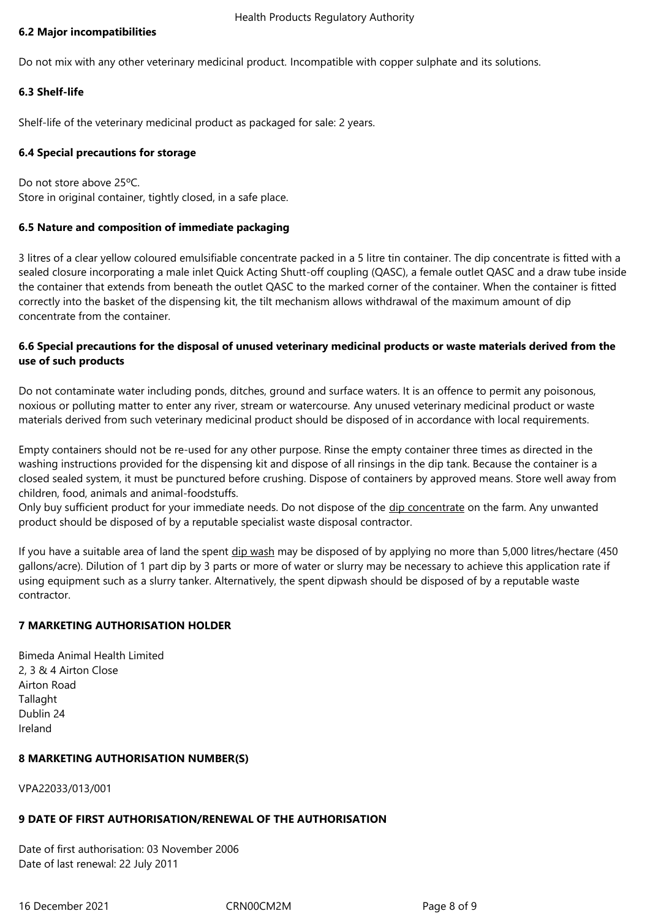### 6.2 Major incompatibilities

Do not mix with any other veterinary medicinal product. Incompatible with copper sulphate and its solutions.

### 6.3 Shelf-life

Shelf-life of the veterinary medicinal product as packaged for sale: 2 years.

### 6.4 Special precautions for storage

Do not store above 25ºC.
Store in original container, tightly closed, in a safe place.

### 6.5 Nature and composition of immediate packaging

3 litres of a clear yellow coloured emulsifiable concentrate packed in a 5 litre tin container. The dip concentrate is fitted with a sealed closure incorporating a male inlet Quick Acting Shutt-off coupling (QASC), a female outlet QASC and a draw tube inside the container that extends from beneath the outlet QASC to the marked corner of the container. When the container is fitted correctly into the basket of the dispensing kit, the tilt mechanism allows withdrawal of the maximum amount of dip concentrate from the container.

### 6.6 Special precautions for the disposal of unused veterinary medicinal products or waste materials derived from the use of such products

Do not contaminate water including ponds, ditches, ground and surface waters. It is an offence to permit any poisonous, noxious or polluting matter to enter any river, stream or watercourse. Any unused veterinary medicinal product or waste materials derived from such veterinary medicinal product should be disposed of in accordance with local requirements.

Empty containers should not be re-used for any other purpose. Rinse the empty container three times as directed in the washing instructions provided for the dispensing kit and dispose of all rinsings in the dip tank. Because the container is a closed sealed system, it must be punctured before crushing. Dispose of containers by approved means. Store well away from children, food, animals and animal-foodstuffs.
Only buy sufficient product for your immediate needs. Do not dispose of the dip concentrate on the farm. Any unwanted product should be disposed of by a reputable specialist waste disposal contractor.

If you have a suitable area of land the spent dip wash may be disposed of by applying no more than 5,000 litres/hectare (450 gallons/acre). Dilution of 1 part dip by 3 parts or more of water or slurry may be necessary to achieve this application rate if using equipment such as a slurry tanker. Alternatively, the spent dipwash should be disposed of by a reputable waste contractor.

## 7 MARKETING AUTHORISATION HOLDER

Bimeda Animal Health Limited
2, 3 & 4 Airton Close
Airton Road
Tallaght
Dublin 24
Ireland

## 8 MARKETING AUTHORISATION NUMBER(S)

VPA22033/013/001

## 9 DATE OF FIRST AUTHORISATION/RENEWAL OF THE AUTHORISATION

Date of first authorisation: 03 November 2006
Date of last renewal: 22 July 2011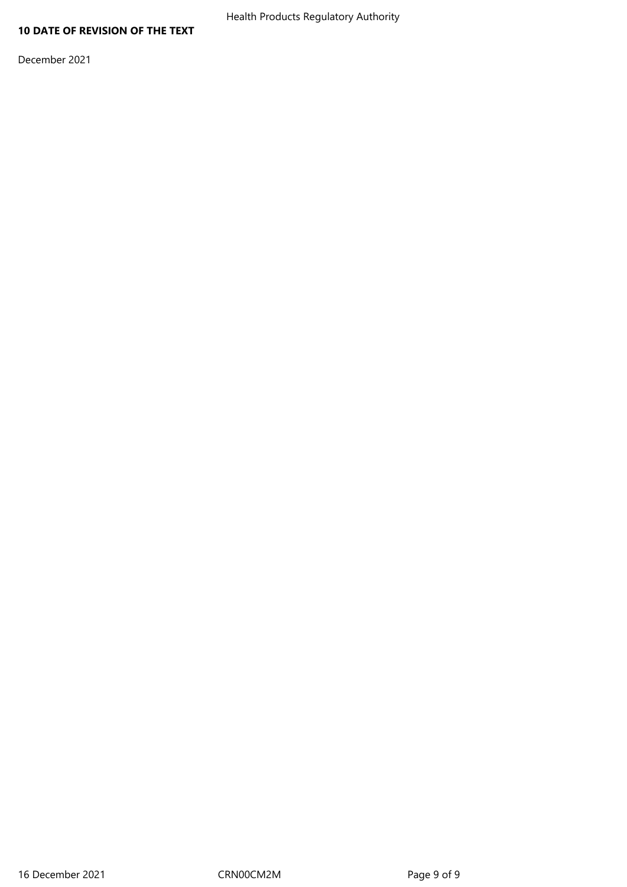**10 DATE OF REVISION OF THE TEXT**

December 2021